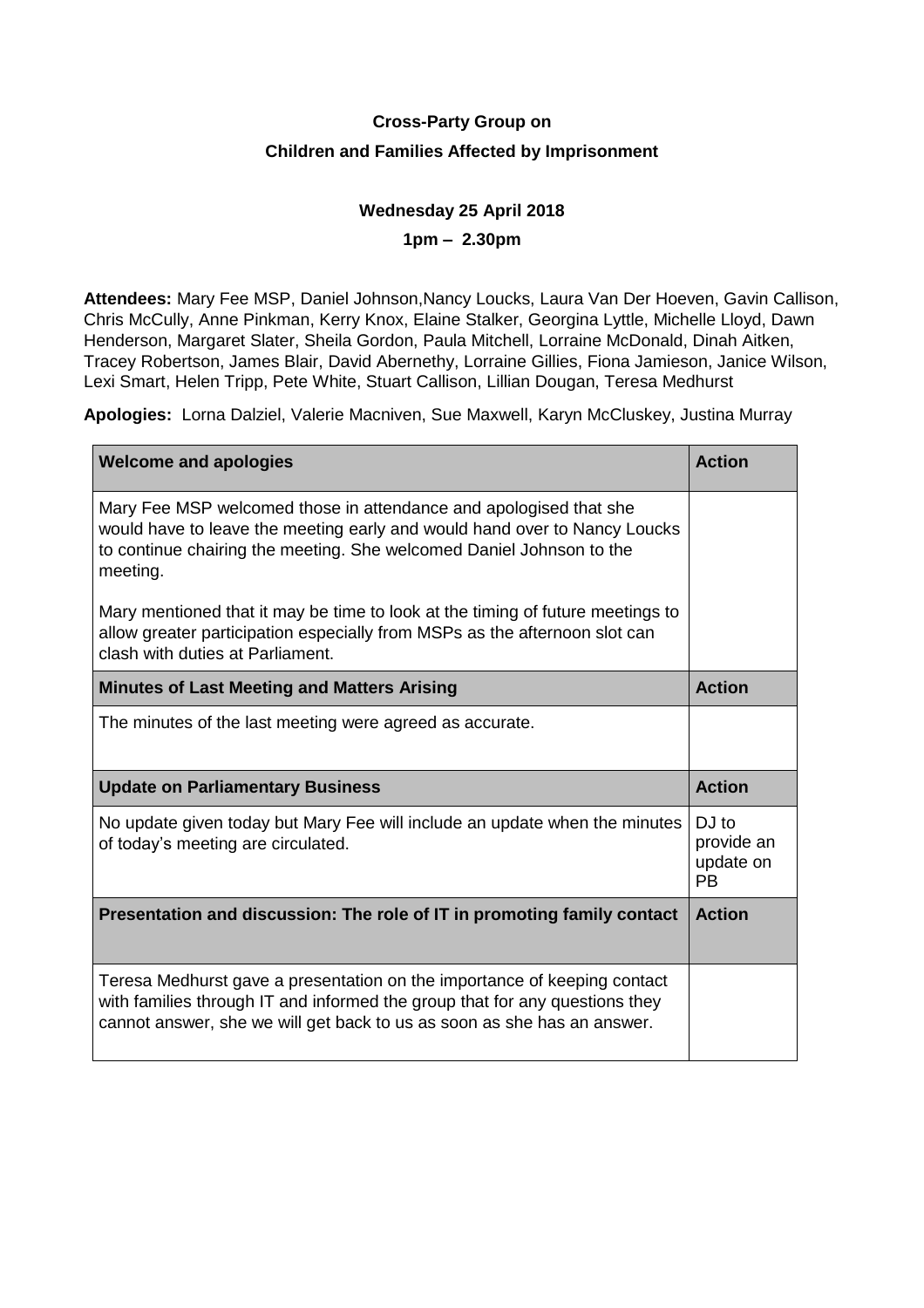**Cross-Party Group on**

**Children and Families Affected by Imprisonment**

**Wednesday 25 April 2018**

**1pm – 2.30pm**

**Attendees:** Mary Fee MSP, Daniel Johnson,Nancy Loucks, Laura Van Der Hoeven, Gavin Callison, Chris McCully, Anne Pinkman, Kerry Knox, Elaine Stalker, Georgina Lyttle, Michelle Lloyd, Dawn Henderson, Margaret Slater, Sheila Gordon, Paula Mitchell, Lorraine McDonald, Dinah Aitken, Tracey Robertson, James Blair, David Abernethy, Lorraine Gillies, Fiona Jamieson, Janice Wilson, Lexi Smart, Helen Tripp, Pete White, Stuart Callison, Lillian Dougan, Teresa Medhurst

**Apologies:** Lorna Dalziel, Valerie Macniven, Sue Maxwell, Karyn McCluskey, Justina Murray

| **Welcome and apologies** | **Action** |
|---|---|
| Mary Fee MSP welcomed those in attendance and apologised that she would have to leave the meeting early and would hand over to Nancy Loucks to continue chairing the meeting. She welcomed Daniel Johnson to the meeting.<br><br>Mary mentioned that it may be time to look at the timing of future meetings to allow greater participation especially from MSPs as the afternoon slot can clash with duties at Parliament. | |
| **Minutes of Last Meeting and Matters Arising** | **Action** |
| The minutes of the last meeting were agreed as accurate. | |
| **Update on Parliamentary Business** | **Action** |
| No update given today but Mary Fee will include an update when the minutes of today's meeting are circulated. | DJ to provide an update on PB |
| **Presentation and discussion: The role of IT in promoting family contact** | **Action** |
| Teresa Medhurst gave a presentation on the importance of keeping contact with families through IT and informed the group that for any questions they cannot answer, she we will get back to us as soon as she has an answer. | |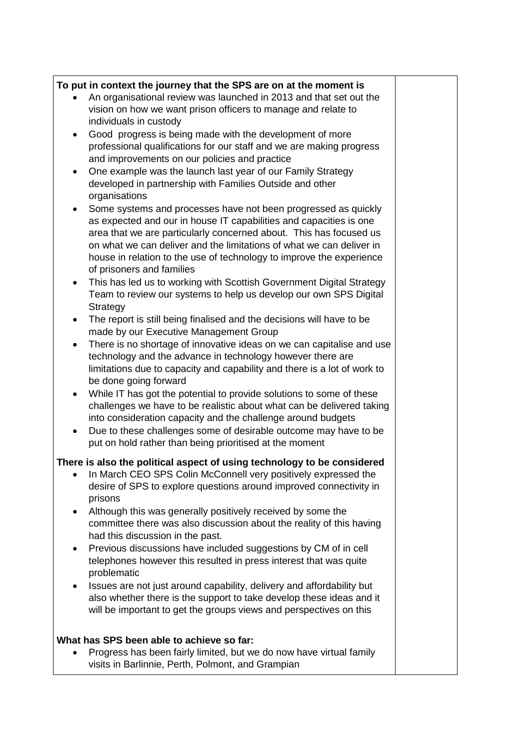**To put in context the journey that the SPS are on at the moment is**

- An organisational review was launched in 2013 and that set out the vision on how we want prison officers to manage and relate to individuals in custody
- Good progress is being made with the development of more professional qualifications for our staff and we are making progress and improvements on our policies and practice
- One example was the launch last year of our Family Strategy developed in partnership with Families Outside and other organisations
- Some systems and processes have not been progressed as quickly as expected and our in house IT capabilities and capacities is one area that we are particularly concerned about. This has focused us on what we can deliver and the limitations of what we can deliver in house in relation to the use of technology to improve the experience of prisoners and families
- This has led us to working with Scottish Government Digital Strategy Team to review our systems to help us develop our own SPS Digital Strategy
- The report is still being finalised and the decisions will have to be made by our Executive Management Group
- There is no shortage of innovative ideas on we can capitalise and use technology and the advance in technology however there are limitations due to capacity and capability and there is a lot of work to be done going forward
- While IT has got the potential to provide solutions to some of these challenges we have to be realistic about what can be delivered taking into consideration capacity and the challenge around budgets
- Due to these challenges some of desirable outcome may have to be put on hold rather than being prioritised at the moment

**There is also the political aspect of using technology to be considered**

- In March CEO SPS Colin McConnell very positively expressed the desire of SPS to explore questions around improved connectivity in prisons
- Although this was generally positively received by some the committee there was also discussion about the reality of this having had this discussion in the past.
- Previous discussions have included suggestions by CM of in cell telephones however this resulted in press interest that was quite problematic
- Issues are not just around capability, delivery and affordability but also whether there is the support to take develop these ideas and it will be important to get the groups views and perspectives on this

**What has SPS been able to achieve so far:**

- Progress has been fairly limited, but we do now have virtual family visits in Barlinnie, Perth, Polmont, and Grampian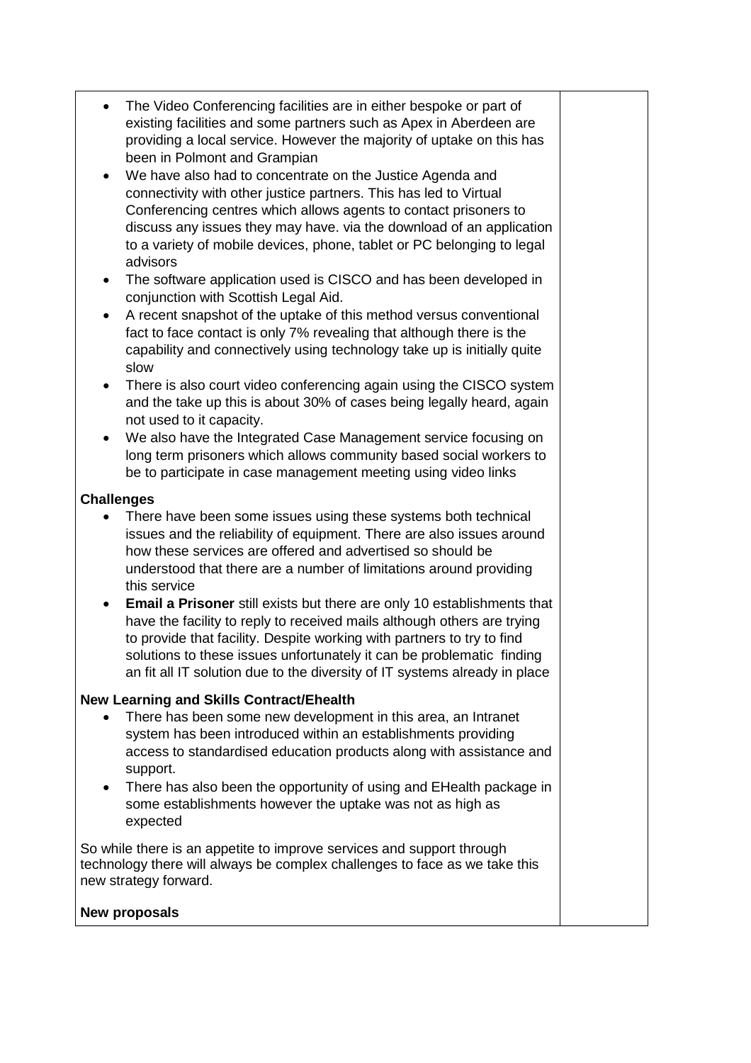- The Video Conferencing facilities are in either bespoke or part of existing facilities and some partners such as Apex in Aberdeen are providing a local service. However the majority of uptake on this has been in Polmont and Grampian
- We have also had to concentrate on the Justice Agenda and connectivity with other justice partners. This has led to Virtual Conferencing centres which allows agents to contact prisoners to discuss any issues they may have. via the download of an application to a variety of mobile devices, phone, tablet or PC belonging to legal advisors
- The software application used is CISCO and has been developed in conjunction with Scottish Legal Aid.
- A recent snapshot of the uptake of this method versus conventional fact to face contact is only 7% revealing that although there is the capability and connectively using technology take up is initially quite slow
- There is also court video conferencing again using the CISCO system and the take up this is about 30% of cases being legally heard, again not used to it capacity.
- We also have the Integrated Case Management service focusing on long term prisoners which allows community based social workers to be to participate in case management meeting using video links

**Challenges**

- There have been some issues using these systems both technical issues and the reliability of equipment. There are also issues around how these services are offered and advertised so should be understood that there are a number of limitations around providing this service
- **Email a Prisoner** still exists but there are only 10 establishments that have the facility to reply to received mails although others are trying to provide that facility. Despite working with partners to try to find solutions to these issues unfortunately it can be problematic finding an fit all IT solution due to the diversity of IT systems already in place

**New Learning and Skills Contract/Ehealth**

- There has been some new development in this area, an Intranet system has been introduced within an establishments providing access to standardised education products along with assistance and support.
- There has also been the opportunity of using and EHealth package in some establishments however the uptake was not as high as expected

So while there is an appetite to improve services and support through technology there will always be complex challenges to face as we take this new strategy forward.

**New proposals**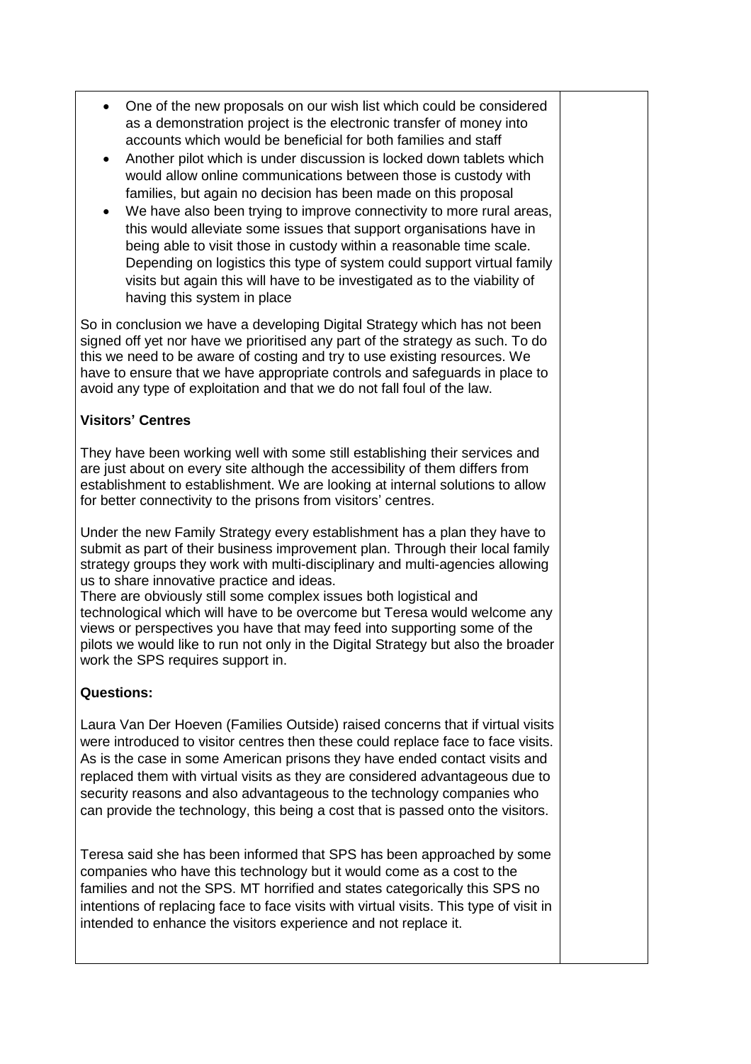- One of the new proposals on our wish list which could be considered as a demonstration project is the electronic transfer of money into accounts which would be beneficial for both families and staff
- Another pilot which is under discussion is locked down tablets which would allow online communications between those is custody with families, but again no decision has been made on this proposal
- We have also been trying to improve connectivity to more rural areas, this would alleviate some issues that support organisations have in being able to visit those in custody within a reasonable time scale. Depending on logistics this type of system could support virtual family visits but again this will have to be investigated as to the viability of having this system in place

So in conclusion we have a developing Digital Strategy which has not been signed off yet nor have we prioritised any part of the strategy as such. To do this we need to be aware of costing and try to use existing resources. We have to ensure that we have appropriate controls and safeguards in place to avoid any type of exploitation and that we do not fall foul of the law.

**Visitors' Centres**

They have been working well with some still establishing their services and are just about on every site although the accessibility of them differs from establishment to establishment. We are looking at internal solutions to allow for better connectivity to the prisons from visitors' centres.

Under the new Family Strategy every establishment has a plan they have to submit as part of their business improvement plan. Through their local family strategy groups they work with multi-disciplinary and multi-agencies allowing us to share innovative practice and ideas.
There are obviously still some complex issues both logistical and technological which will have to be overcome but Teresa would welcome any views or perspectives you have that may feed into supporting some of the pilots we would like to run not only in the Digital Strategy but also the broader work the SPS requires support in.

**Questions:**

Laura Van Der Hoeven (Families Outside) raised concerns that if virtual visits were introduced to visitor centres then these could replace face to face visits. As is the case in some American prisons they have ended contact visits and replaced them with virtual visits as they are considered advantageous due to security reasons and also advantageous to the technology companies who can provide the technology, this being a cost that is passed onto the visitors.

Teresa said she has been informed that SPS has been approached by some companies who have this technology but it would come as a cost to the families and not the SPS. MT horrified and states categorically this SPS no intentions of replacing face to face visits with virtual visits. This type of visit in intended to enhance the visitors experience and not replace it.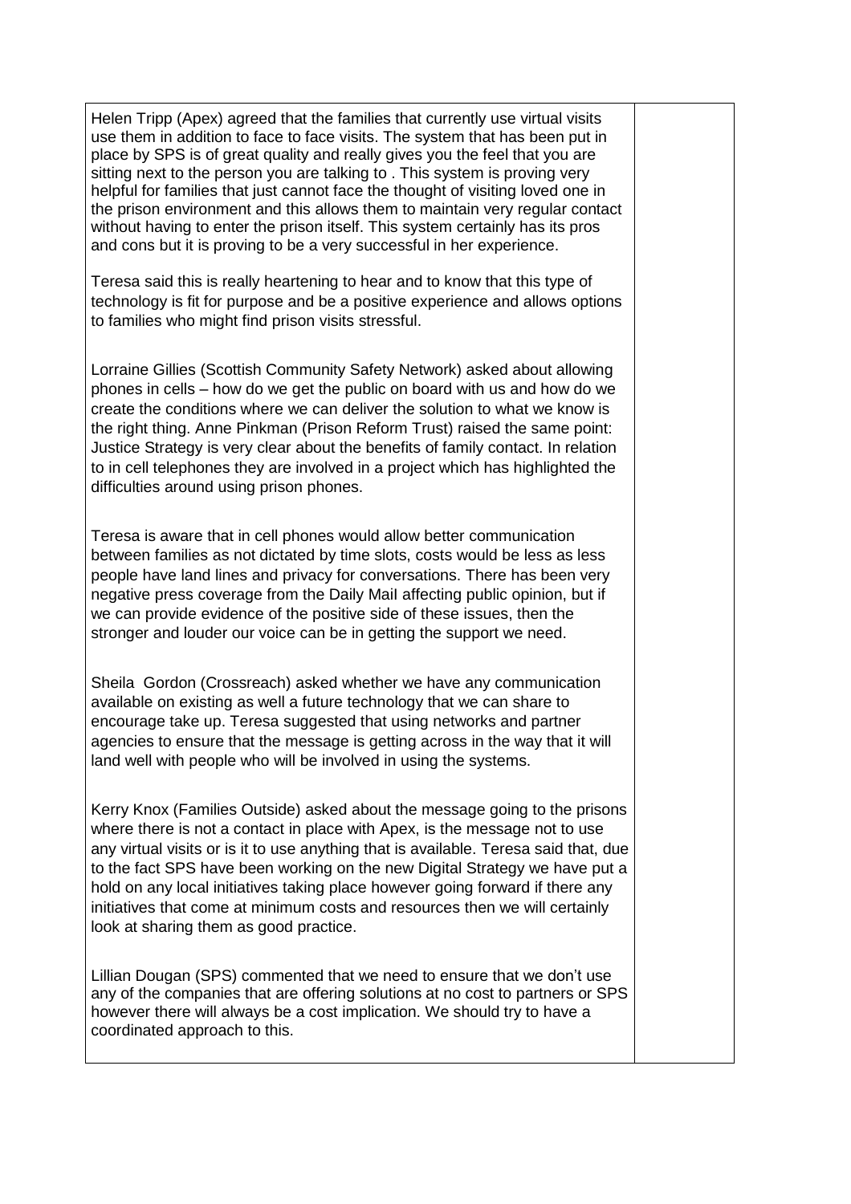| | |
|---|---|
| Helen Tripp (Apex) agreed that the families that currently use virtual visits use them in addition to face to face visits. The system that has been put in place by SPS is of great quality and really gives you the feel that you are sitting next to the person you are talking to . This system is proving very helpful for families that just cannot face the thought of visiting loved one in the prison environment and this allows them to maintain very regular contact without having to enter the prison itself. This system certainly has its pros and cons but it is proving to be a very successful in her experience.<br><br>Teresa said this is really heartening to hear and to know that this type of technology is fit for purpose and be a positive experience and allows options to families who might find prison visits stressful.<br><br>Lorraine Gillies (Scottish Community Safety Network) asked about allowing phones in cells – how do we get the public on board with us and how do we create the conditions where we can deliver the solution to what we know is the right thing. Anne Pinkman (Prison Reform Trust) raised the same point: Justice Strategy is very clear about the benefits of family contact. In relation to in cell telephones they are involved in a project which has highlighted the difficulties around using prison phones.<br><br>Teresa is aware that in cell phones would allow better communication between families as not dictated by time slots, costs would be less as less people have land lines and privacy for conversations. There has been very negative press coverage from the Daily Mail affecting public opinion, but if we can provide evidence of the positive side of these issues, then the stronger and louder our voice can be in getting the support we need.<br><br>Sheila Gordon (Crossreach) asked whether we have any communication available on existing as well a future technology that we can share to encourage take up. Teresa suggested that using networks and partner agencies to ensure that the message is getting across in the way that it will land well with people who will be involved in using the systems.<br><br>Kerry Knox (Families Outside) asked about the message going to the prisons where there is not a contact in place with Apex, is the message not to use any virtual visits or is it to use anything that is available. Teresa said that, due to the fact SPS have been working on the new Digital Strategy we have put a hold on any local initiatives taking place however going forward if there any initiatives that come at minimum costs and resources then we will certainly look at sharing them as good practice.<br><br>Lillian Dougan (SPS) commented that we need to ensure that we don't use any of the companies that are offering solutions at no cost to partners or SPS however there will always be a cost implication. We should try to have a coordinated approach to this. | |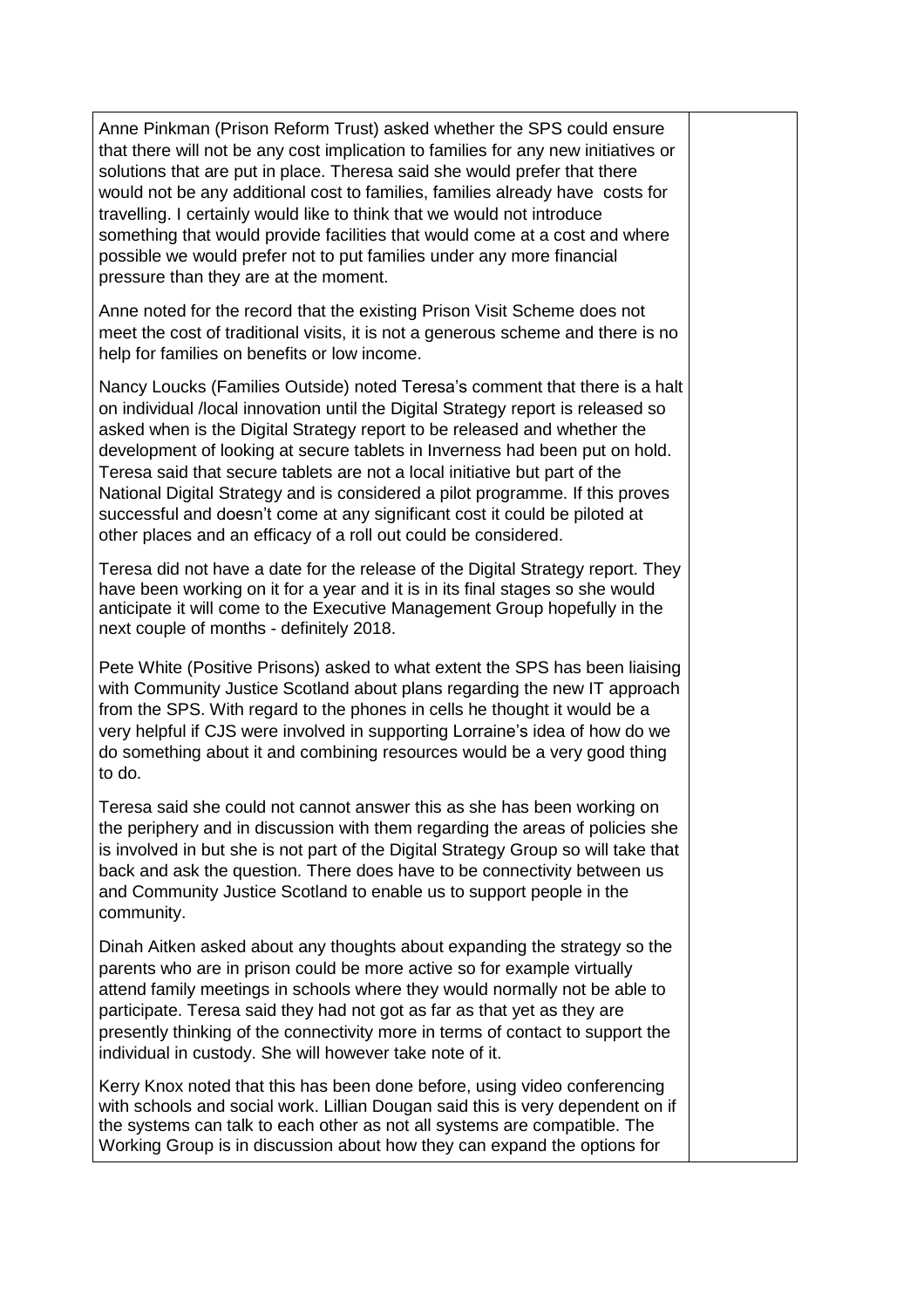Anne Pinkman (Prison Reform Trust) asked whether the SPS could ensure that there will not be any cost implication to families for any new initiatives or solutions that are put in place. Theresa said she would prefer that there would not be any additional cost to families, families already have costs for travelling. I certainly would like to think that we would not introduce something that would provide facilities that would come at a cost and where possible we would prefer not to put families under any more financial pressure than they are at the moment.

Anne noted for the record that the existing Prison Visit Scheme does not meet the cost of traditional visits, it is not a generous scheme and there is no help for families on benefits or low income.

Nancy Loucks (Families Outside) noted Teresa's comment that there is a halt on individual /local innovation until the Digital Strategy report is released so asked when is the Digital Strategy report to be released and whether the development of looking at secure tablets in Inverness had been put on hold. Teresa said that secure tablets are not a local initiative but part of the National Digital Strategy and is considered a pilot programme. If this proves successful and doesn't come at any significant cost it could be piloted at other places and an efficacy of a roll out could be considered.

Teresa did not have a date for the release of the Digital Strategy report. They have been working on it for a year and it is in its final stages so she would anticipate it will come to the Executive Management Group hopefully in the next couple of months - definitely 2018.

Pete White (Positive Prisons) asked to what extent the SPS has been liaising with Community Justice Scotland about plans regarding the new IT approach from the SPS. With regard to the phones in cells he thought it would be a very helpful if CJS were involved in supporting Lorraine's idea of how do we do something about it and combining resources would be a very good thing to do.

Teresa said she could not cannot answer this as she has been working on the periphery and in discussion with them regarding the areas of policies she is involved in but she is not part of the Digital Strategy Group so will take that back and ask the question. There does have to be connectivity between us and Community Justice Scotland to enable us to support people in the community.

Dinah Aitken asked about any thoughts about expanding the strategy so the parents who are in prison could be more active so for example virtually attend family meetings in schools where they would normally not be able to participate. Teresa said they had not got as far as that yet as they are presently thinking of the connectivity more in terms of contact to support the individual in custody. She will however take note of it.

Kerry Knox noted that this has been done before, using video conferencing with schools and social work. Lillian Dougan said this is very dependent on if the systems can talk to each other as not all systems are compatible. The Working Group is in discussion about how they can expand the options for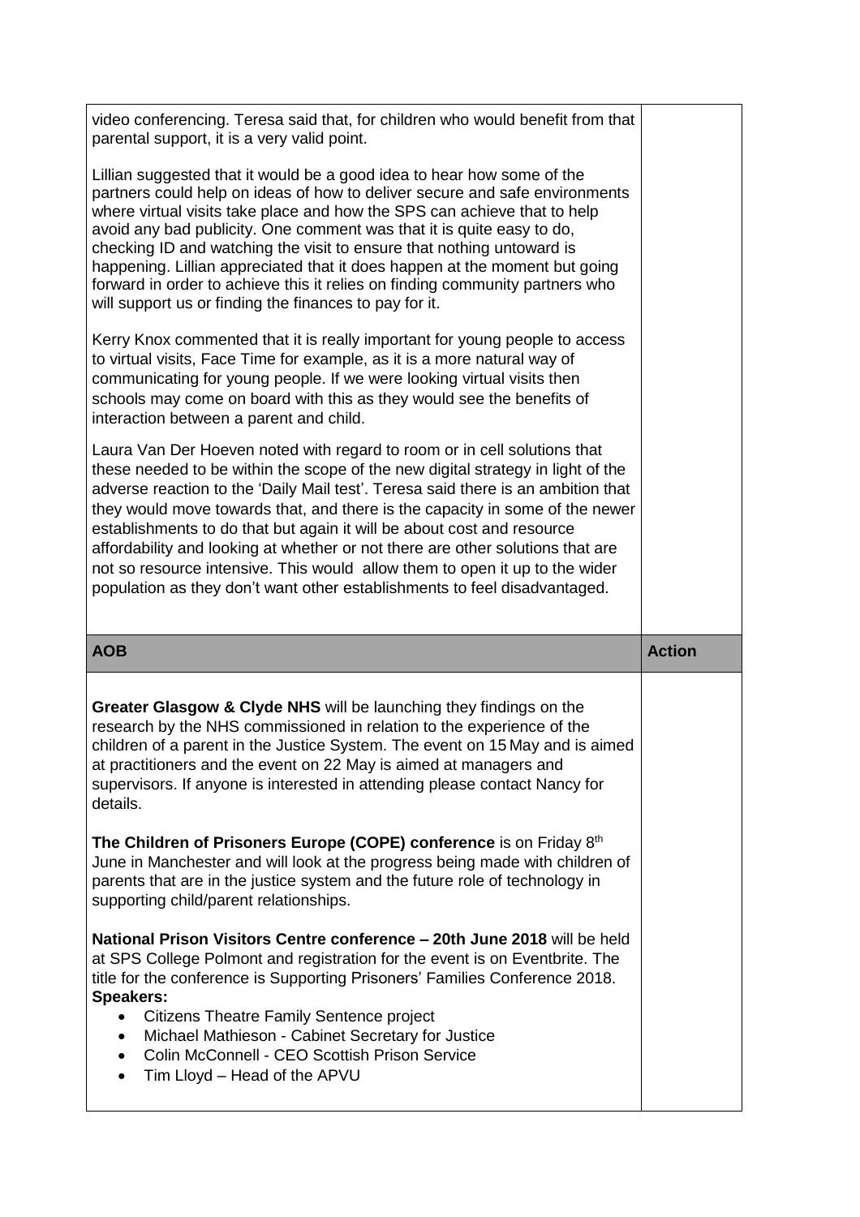| | |
|---|---|
| video conferencing. Teresa said that, for children who would benefit from that parental support, it is a very valid point.<br><br>Lillian suggested that it would be a good idea to hear how some of the partners could help on ideas of how to deliver secure and safe environments where virtual visits take place and how the SPS can achieve that to help avoid any bad publicity. One comment was that it is quite easy to do, checking ID and watching the visit to ensure that nothing untoward is happening. Lillian appreciated that it does happen at the moment but going forward in order to achieve this it relies on finding community partners who will support us or finding the finances to pay for it.<br><br>Kerry Knox commented that it is really important for young people to access to virtual visits, Face Time for example, as it is a more natural way of communicating for young people. If we were looking virtual visits then schools may come on board with this as they would see the benefits of interaction between a parent and child.<br><br>Laura Van Der Hoeven noted with regard to room or in cell solutions that these needed to be within the scope of the new digital strategy in light of the adverse reaction to the 'Daily Mail test'. Teresa said there is an ambition that they would move towards that, and there is the capacity in some of the newer establishments to do that but again it will be about cost and resource affordability and looking at whether or not there are other solutions that are not so resource intensive. This would allow them to open it up to the wider population as they don't want other establishments to feel disadvantaged. | |
| **AOB** | **Action** |
| **Greater Glasgow & Clyde NHS** will be launching they findings on the research by the NHS commissioned in relation to the experience of the children of a parent in the Justice System. The event on 15 May and is aimed at practitioners and the event on 22 May is aimed at managers and supervisors. If anyone is interested in attending please contact Nancy for details.<br><br>**The Children of Prisoners Europe (COPE) conference** is on Friday 8th June in Manchester and will look at the progress being made with children of parents that are in the justice system and the future role of technology in supporting child/parent relationships.<br><br>**National Prison Visitors Centre conference – 20th June 2018** will be held at SPS College Polmont and registration for the event is on Eventbrite. The title for the conference is Supporting Prisoners' Families Conference 2018.<br>**Speakers:**<br>• Citizens Theatre Family Sentence project<br>• Michael Mathieson - Cabinet Secretary for Justice<br>• Colin McConnell - CEO Scottish Prison Service<br>• Tim Lloyd – Head of the APVU | |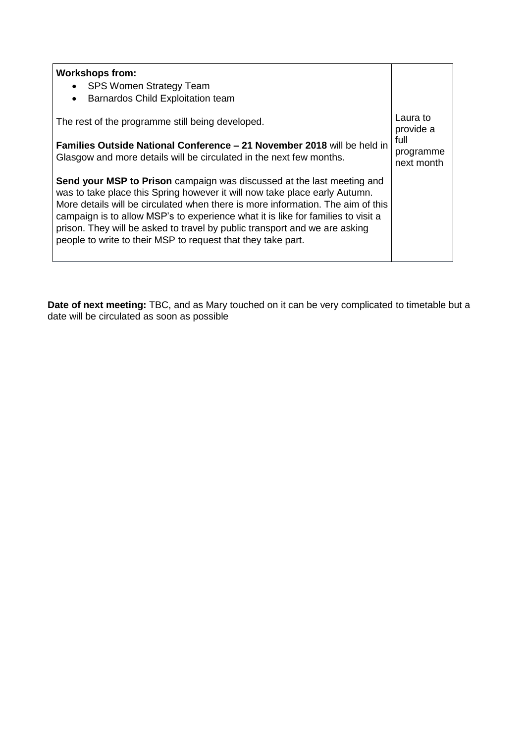| | |
|---|---|
| **Workshops from:**<br>• SPS Women Strategy Team<br>• Barnardos Child Exploitation team<br><br>The rest of the programme still being developed.<br><br>**Families Outside National Conference – 21 November 2018** will be held in Glasgow and more details will be circulated in the next few months.<br><br>**Send your MSP to Prison** campaign was discussed at the last meeting and was to take place this Spring however it will now take place early Autumn. More details will be circulated when there is more information. The aim of this campaign is to allow MSP's to experience what it is like for families to visit a prison. They will be asked to travel by public transport and we are asking people to write to their MSP to request that they take part. | Laura to provide a full programme next month |

**Date of next meeting:** TBC, and as Mary touched on it can be very complicated to timetable but a date will be circulated as soon as possible